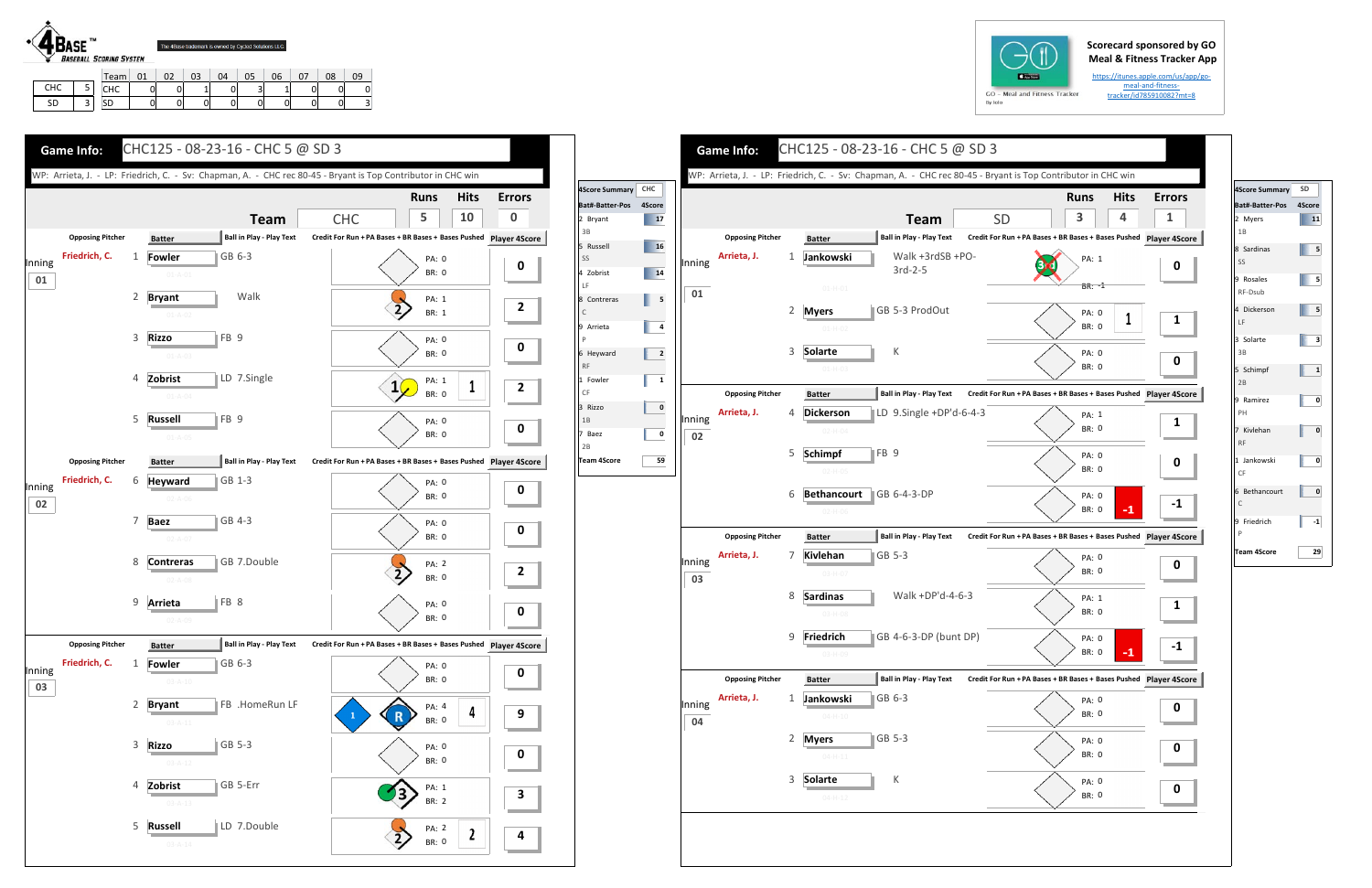4BASE™ BASEBALL SCORING SYSTEM

The 4Base trademark is owned by Cycled Solutions LLC

| | | Team | 01 | 02 | 03 | 04 | 05 | 06 | 07 | 08 | 09 |
|---|---|---|---|---|---|---|---|---|---|---|---|
| CHC | 5 | CHC | 0 | 0 | 1 | 0 | 3 | 1 | 0 | 0 | 0 |
| SD | 3 | SD | 0 | 0 | 0 | 0 | 0 | 0 | 0 | 0 | 3 |

Scorecard sponsored by GO Meal & Fitness Tracker App

https://itunes.apple.com/us/app/go-meal-and-fitness-tracker/id785910082?mt=8

GO - Meal and Fitness Tracker

## Game Info: CHC125 - 08-23-16 - CHC 5 @ SD 3

WP: Arrieta, J. - LP: Friedrich, C. - Sv: Chapman, A. - CHC rec 80-45 - Bryant is Top Contributor in CHC win

| Team | Runs | Hits | Errors |
|---|---|---|---|
| CHC | 5 | 10 | 0 |

| Inning | Opposing Pitcher | # | Batter | Ball in Play - Play Text | PA | BR | Player 4Score |
|---|---|---|---|---|---|---|---|
| 01 | Friedrich, C. | 1 | Fowler | GB 6-3 | 0 | 0 | 0 |
| | | 2 | Bryant | Walk | 1 | 1 | 2 |
| | | 3 | Rizzo | FB 9 | 0 | 0 | 0 |
| | | 4 | Zobrist | LD 7.Single | 1 | 0 | 2 |
| | | 5 | Russell | FB 9 | 0 | 0 | 0 |
| 02 | Friedrich, C. | 6 | Heyward | GB 1-3 | 0 | 0 | 0 |
| | | 7 | Baez | GB 4-3 | 0 | 0 | 0 |
| | | 8 | Contreras | GB 7.Double | 2 | 0 | 2 |
| | | 9 | Arrieta | FB 8 | 0 | 0 | 0 |
| 03 | Friedrich, C. | 1 | Fowler | GB 6-3 | 0 | 0 | 0 |
| | | 2 | Bryant | FB .HomeRun LF | 4 | 0 | 9 |
| | | 3 | Rizzo | GB 5-3 | 0 | 0 | 0 |
| | | 4 | Zobrist | GB 5-Err | 1 | 2 | 3 |
| | | 5 | Russell | LD 7.Double | 2 | 0 | 4 |

| 4Score Summary | CHC |
|---|---|
| Bat#-Batter-Pos | 4Score |
| 2 Bryant 3B | 17 |
| 5 Russell SS | 16 |
| 4 Zobrist LF | 14 |
| 8 Contreras C | 5 |
| 9 Arrieta P | 4 |
| 6 Heyward RF | 2 |
| 1 Fowler CF | 1 |
| 3 Rizzo 1B | 0 |
| 7 Baez 2B | 0 |
| Team 4Score | 59 |

## Game Info: CHC125 - 08-23-16 - CHC 5 @ SD 3

WP: Arrieta, J. - LP: Friedrich, C. - Sv: Chapman, A. - CHC rec 80-45 - Bryant is Top Contributor in CHC win

| Team | Runs | Hits | Errors |
|---|---|---|---|
| SD | 3 | 4 | 1 |

| Inning | Opposing Pitcher | # | Batter | Ball in Play - Play Text | PA | BR | Player 4Score |
|---|---|---|---|---|---|---|---|
| 01 | Arrieta, J. | 1 | Jankowski | Walk +3rdSB +PO-3rd-2-5 | 1 | -1 | 0 |
| | | 2 | Myers | GB 5-3 ProdOut | 0 | 0 | 1 |
| | | 3 | Solarte | K | 0 | 0 | 0 |
| 02 | Arrieta, J. | 4 | Dickerson | LD 9.Single +DP'd-6-4-3 | 1 | 0 | 1 |
| | | 5 | Schimpf | FB 9 | 0 | 0 | 0 |
| | | 6 | Bethancourt | GB 6-4-3-DP | 0 | 0 | -1 |
| 03 | Arrieta, J. | 7 | Kivlehan | GB 5-3 | 0 | 0 | 0 |
| | | 8 | Sardinas | Walk +DP'd-4-6-3 | 1 | 0 | 1 |
| | | 9 | Friedrich | GB 4-6-3-DP (bunt DP) | 0 | 0 | -1 |
| 04 | Arrieta, J. | 1 | Jankowski | GB 6-3 | 0 | 0 | 0 |
| | | 2 | Myers | GB 5-3 | 0 | 0 | 0 |
| | | 3 | Solarte | K | 0 | 0 | 0 |

| 4Score Summary | SD |
|---|---|
| Bat#-Batter-Pos | 4Score |
| 2 Myers 1B | 11 |
| 8 Sardinas SS | 5 |
| 9 Rosales RF-Dsub | 5 |
| 4 Dickerson LF | 5 |
| 3 Solarte 3B | 3 |
| 5 Schimpf 2B | 1 |
| 9 Ramirez PH | 0 |
| 7 Kivlehan RF | 0 |
| 1 Jankowski CF | 0 |
| 6 Bethancourt C | 0 |
| 9 Friedrich P | -1 |
| Team 4Score | 29 |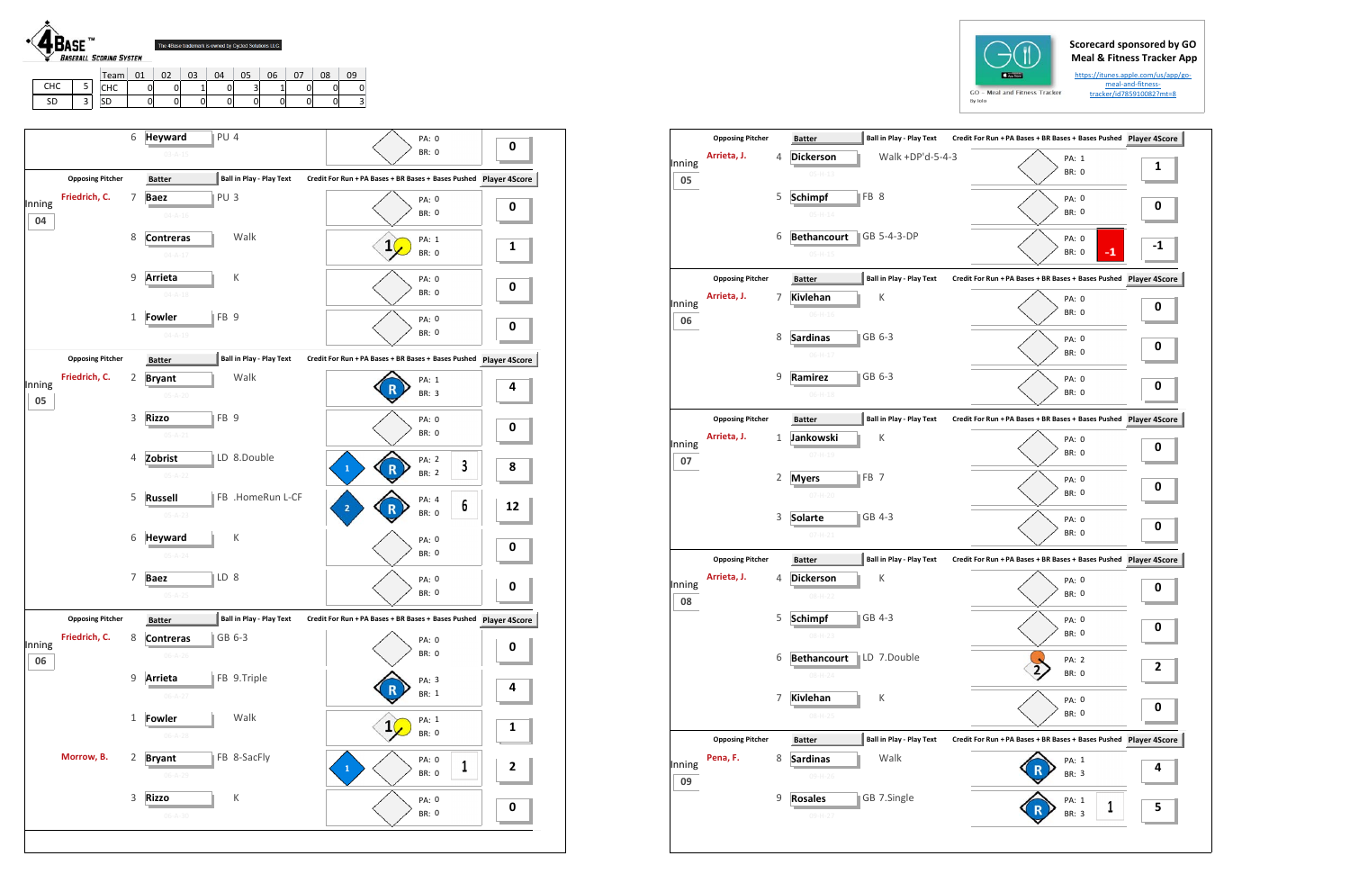4BASE™ BASEBALL SCORING SYSTEM

The 4Base trademark is owned by Cycled Solutions LLC

| | | Team | 01 | 02 | 03 | 04 | 05 | 06 | 07 | 08 | 09 |
|---|---|---|---|---|---|---|---|---|---|---|---|
| CHC | 5 | CHC | 0 | 0 | 1 | 0 | 3 | 1 | 0 | 0 | 0 |
| SD | 3 | SD | 0 | 0 | 0 | 0 | 0 | 0 | 0 | 0 | 3 |

Scorecard sponsored by GO Meal & Fitness Tracker App

https://itunes.apple.com/us/app/go-meal-and-fitness-tracker/id785910082?mt=8

GO - Meal and Fitness Tracker

## CHC

| Inning | Opposing Pitcher | # | Batter | Ball in Play - Play Text | PA | BR | Credit For Run + PA Bases + BR Bases + Bases Pushed | Player 4Score |
|---|---|---|---|---|---|---|---|---|
| | | 6 | Heyward | PU 4 | 0 | 0 | | 0 |
| 04 | Friedrich, C. | 7 | Baez | PU 3 | 0 | 0 | | 0 |
| | | 8 | Contreras | Walk | 1 | 0 | | 1 |
| | | 9 | Arrieta | K | 0 | 0 | | 0 |
| | | 1 | Fowler | FB 9 | 0 | 0 | | 0 |
| 05 | Friedrich, C. | 2 | Bryant | Walk | 1 | 3 | R | 4 |
| | | 3 | Rizzo | FB 9 | 0 | 0 | | 0 |
| | | 4 | Zobrist | LD 8.Double | 2 | 2 | R, 3 | 8 |
| | | 5 | Russell | FB .HomeRun L-CF | 4 | 0 | R, 6 | 12 |
| | | 6 | Heyward | K | 0 | 0 | | 0 |
| | | 7 | Baez | LD 8 | 0 | 0 | | 0 |
| 06 | Friedrich, C. | 8 | Contreras | GB 6-3 | 0 | 0 | | 0 |
| | | 9 | Arrieta | FB 9.Triple | 3 | 1 | R | 4 |
| | | 1 | Fowler | Walk | 1 | 0 | | 1 |
| | Morrow, B. | 2 | Bryant | FB 8-SacFly | 0 | 0 | 1 | 2 |
| | | 3 | Rizzo | K | 0 | 0 | | 0 |

## SD

| Inning | Opposing Pitcher | # | Batter | Ball in Play - Play Text | PA | BR | Credit For Run + PA Bases + BR Bases + Bases Pushed | Player 4Score |
|---|---|---|---|---|---|---|---|---|
| 05 | Arrieta, J. | 4 | Dickerson | Walk +DP'd-5-4-3 | 1 | 0 | | 1 |
| | | 5 | Schimpf | FB 8 | 0 | 0 | | 0 |
| | | 6 | Bethancourt | GB 5-4-3-DP | 0 | 0 | -1 | -1 |
| 06 | Arrieta, J. | 7 | Kivlehan | K | 0 | 0 | | 0 |
| | | 8 | Sardinas | GB 6-3 | 0 | 0 | | 0 |
| | | 9 | Ramirez | GB 6-3 | 0 | 0 | | 0 |
| 07 | Arrieta, J. | 1 | Jankowski | K | 0 | 0 | | 0 |
| | | 2 | Myers | FB 7 | 0 | 0 | | 0 |
| | | 3 | Solarte | GB 4-3 | 0 | 0 | | 0 |
| 08 | Arrieta, J. | 4 | Dickerson | K | 0 | 0 | | 0 |
| | | 5 | Schimpf | GB 4-3 | 0 | 0 | | 0 |
| | | 6 | Bethancourt | LD 7.Double | 2 | 0 | | 2 |
| | | 7 | Kivlehan | K | 0 | 0 | | 0 |
| 09 | Pena, F. | 8 | Sardinas | Walk | 1 | 3 | R | 4 |
| | | 9 | Rosales | GB 7.Single | 1 | 3 | R, 1 | 5 |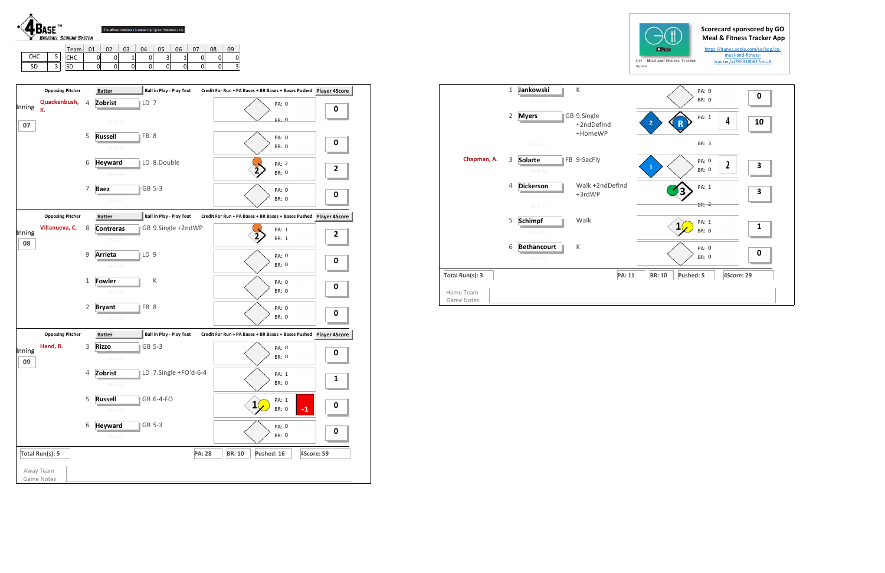4BASE™ BASEBALL SCORING SYSTEM

The 4Base trademark is owned by Cycled Solutions LLC

| | | Team | 01 | 02 | 03 | 04 | 05 | 06 | 07 | 08 | 09 |
|---|---|---|---|---|---|---|---|---|---|---|---|
| CHC | 5 | CHC | 0 | 0 | 1 | 0 | 3 | 1 | 0 | 0 | 0 |
| SD | 3 | SD | 0 | 0 | 0 | 0 | 0 | 0 | 0 | 0 | 3 |

**Scorecard sponsored by GO Meal & Fitness Tracker App**

https://itunes.apple.com/us/app/go-meal-and-fitness-tracker/id785910082?mt=8

GO - Meal and Fitness Tracker

## Away Team

| Inning | Opposing Pitcher | # | Batter | Ball in Play - Play Text | Credit For Run + PA Bases + BR Bases + Bases Pushed | Player 4Score |
|---|---|---|---|---|---|---|
| 07 | Quackenbush, K. | 4 | Zobrist | LD 7 | PA: 0 BR: 0 | 0 |
| | | 5 | Russell | FB 8 | PA: 0 BR: 0 | 0 |
| | | 6 | Heyward | LD 8.Double | 2 — PA: 2 BR: 0 | 2 |
| | | 7 | Baez | GB 5-3 | PA: 0 BR: 0 | 0 |
| 08 | Villanueva, C. | 8 | Contreras | GB 9.Single +2ndWP | 2 — PA: 1 BR: 1 | 2 |
| | | 9 | Arrieta | LD 9 | PA: 0 BR: 0 | 0 |
| | | 1 | Fowler | K | PA: 0 BR: 0 | 0 |
| | | 2 | Bryant | FB 8 | PA: 0 BR: 0 | 0 |
| 09 | Hand, B. | 3 | Rizzo | GB 5-3 | PA: 0 BR: 0 | 0 |
| | | 4 | Zobrist | LD 7.Single +FO'd-6-4 | PA: 1 BR: 0 | 1 |
| | | 5 | Russell | GB 6-4-FO | 1 — PA: 1 BR: 0 — -1 | 0 |
| | | 6 | Heyward | GB 5-3 | PA: 0 BR: 0 | 0 |

Total Run(s): 5 | PA: 28 | BR: 10 | Pushed: 16 | 4Score: 59

Away Team Game Notes

## Home Team

| Opposing Pitcher | # | Batter | Ball in Play - Play Text | Credit For Run + PA Bases + BR Bases + Bases Pushed | Player 4Score |
|---|---|---|---|---|---|
| | 1 | Jankowski | K | PA: 0 BR: 0 | 0 |
| | 2 | Myers | GB 9.Single +2ndDefInd +HomeWP | 2 R — PA: 1 BR: 3 — 4 | 10 |
| Chapman, A. | 3 | Solarte | FB 9-SacFly | 1 — PA: 0 BR: 0 — 2 | 3 |
| | 4 | Dickerson | Walk +2ndDefInd +3rdWP | 3 — PA: 1 BR: 2 | 3 |
| | 5 | Schimpf | Walk | 1 — PA: 1 BR: 0 | 1 |
| | 6 | Bethancourt | K | PA: 0 BR: 0 | 0 |

Total Run(s): 3 | PA: 11 | BR: 10 | Pushed: 5 | 4Score: 29

Home Team Game Notes